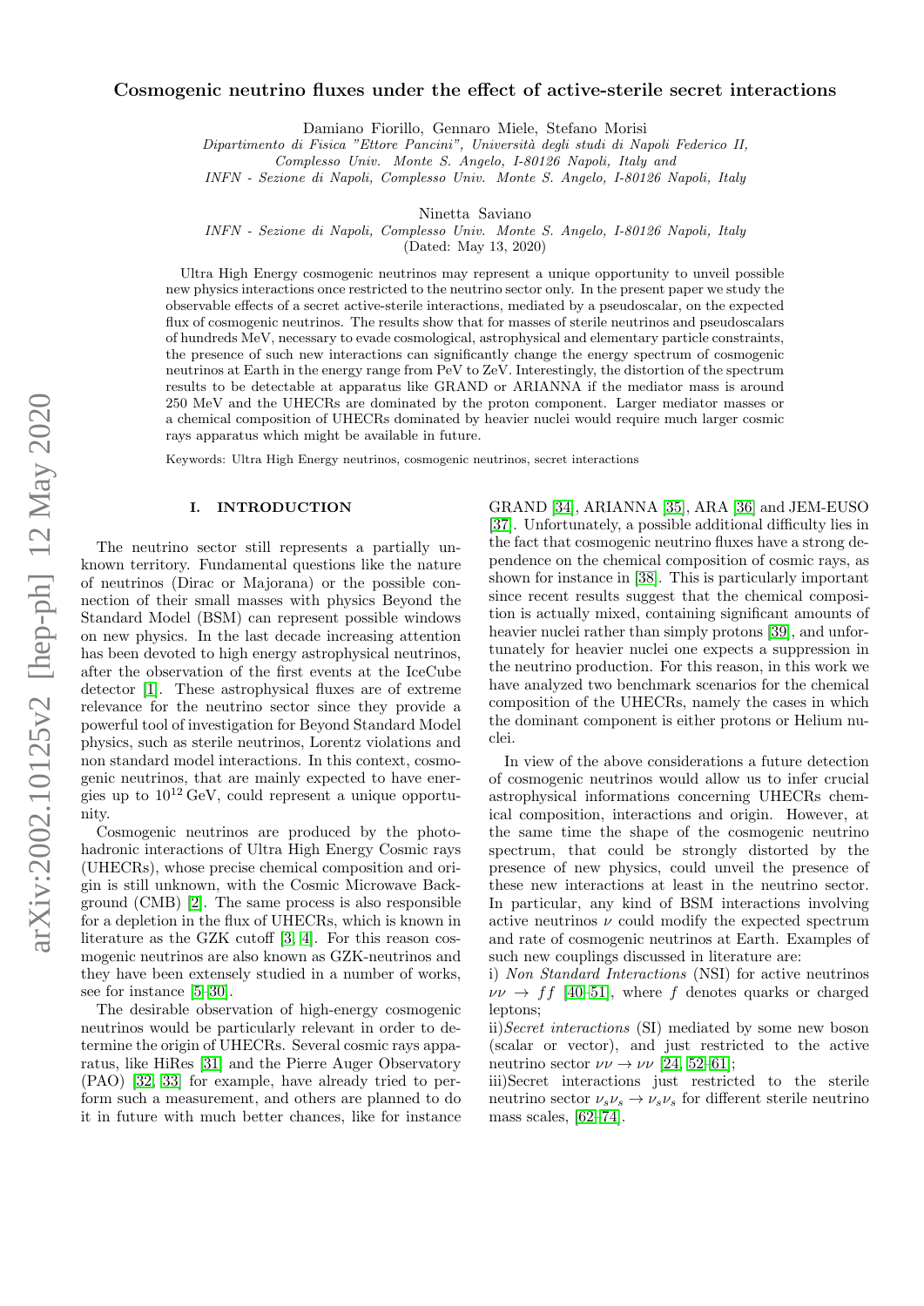# Cosmogenic neutrino fluxes under the effect of active-sterile secret interactions

Damiano Fiorillo, Gennaro Miele, Stefano Morisi

*Dipartimento di Fisica "Ettore Pancini", Università degli studi di Napoli Federico II, Complesso Univ. Monte S. Angelo, I-80126 Napoli, Italy and INFN - Sezione di Napoli, Complesso Univ. Monte S. Angelo, I-80126 Napoli, Italy*

Ninetta Saviano

*INFN - Sezione di Napoli, Complesso Univ. Monte S. Angelo, I-80126 Napoli, Italy*

(Dated: May 13, 2020)

Ultra High Energy cosmogenic neutrinos may represent a unique opportunity to unveil possible new physics interactions once restricted to the neutrino sector only. In the present paper we study the observable effects of a secret active-sterile interactions, mediated by a pseudoscalar, on the expected flux of cosmogenic neutrinos. The results show that for masses of sterile neutrinos and pseudoscalars of hundreds MeV, necessary to evade cosmological, astrophysical and elementary particle constraints, the presence of such new interactions can significantly change the energy spectrum of cosmogenic neutrinos at Earth in the energy range from PeV to ZeV. Interestingly, the distortion of the spectrum results to be detectable at apparatus like GRAND or ARIANNA if the mediator mass is around 250 MeV and the UHECRs are dominated by the proton component. Larger mediator masses or a chemical composition of UHECRs dominated by heavier nuclei would require much larger cosmic rays apparatus which might be available in future.

Keywords: Ultra High Energy neutrinos, cosmogenic neutrinos, secret interactions

## I. INTRODUCTION

The neutrino sector still represents a partially unknown territory. Fundamental questions like the nature of neutrinos (Dirac or Majorana) or the possible connection of their small masses with physics Beyond the Standard Model (BSM) can represent possible windows on new physics. In the last decade increasing attention has been devoted to high energy astrophysical neutrinos, after the observation of the first events at the IceCube detector [1]. These astrophysical fluxes are of extreme relevance for the neutrino sector since they provide a powerful tool of investigation for Beyond Standard Model physics, such as sterile neutrinos, Lorentz violations and non standard model interactions. In this context, cosmogenic neutrinos, that are mainly expected to have energies up to $10^{12}$ GeV, could represent a unique opportunity.

Cosmogenic neutrinos are produced by the photohadronic interactions of Ultra High Energy Cosmic rays (UHECRs), whose precise chemical composition and origin is still unknown, with the Cosmic Microwave Background (CMB) [2]. The same process is also responsible for a depletion in the flux of UHECRs, which is known in literature as the GZK cutoff [3, 4]. For this reason cosmogenic neutrinos are also known as GZK-neutrinos and they have been extensely studied in a number of works, see for instance [5–30].

The desirable observation of high-energy cosmogenic neutrinos would be particularly relevant in order to determine the origin of UHECRs. Several cosmic rays apparatus, like HiRes [31] and the Pierre Auger Observatory (PAO) [32, 33] for example, have already tried to perform such a measurement, and others are planned to do it in future with much better chances, like for instance GRAND [34], ARIANNA [35], ARA [36] and JEM-EUSO [37]. Unfortunately, a possible additional difficulty lies in the fact that cosmogenic neutrino fluxes have a strong dependence on the chemical composition of cosmic rays, as shown for instance in [38]. This is particularly important since recent results suggest that the chemical composition is actually mixed, containing significant amounts of heavier nuclei rather than simply protons [39], and unfortunately for heavier nuclei one expects a suppression in the neutrino production. For this reason, in this work we have analyzed two benchmark scenarios for the chemical composition of the UHECRs, namely the cases in which the dominant component is either protons or Helium nuclei.

In view of the above considerations a future detection of cosmogenic neutrinos would allow us to infer crucial astrophysical informations concerning UHECRs chemical composition, interactions and origin. However, at the same time the shape of the cosmogenic neutrino spectrum, that could be strongly distorted by the presence of new physics, could unveil the presence of these new interactions at least in the neutrino sector. In particular, any kind of BSM interactions involving active neutrinos $\nu$ could modify the expected spectrum and rate of cosmogenic neutrinos at Earth. Examples of such new couplings discussed in literature are:

i) *Non Standard Interactions* (NSI) for active neutrinos $\nu\nu \to f\bar{f}$ [40–51], where $f$ denotes quarks or charged leptons;

ii) *Secret interactions* (SI) mediated by some new boson (scalar or vector), and just restricted to the active neutrino sector $\nu\nu \to \nu\nu$ [24, 52–61];

iii) Secret interactions just restricted to the sterile neutrino sector $\nu_s\nu_s \to \nu_s\nu_s$ for different sterile neutrino mass scales, [62–74].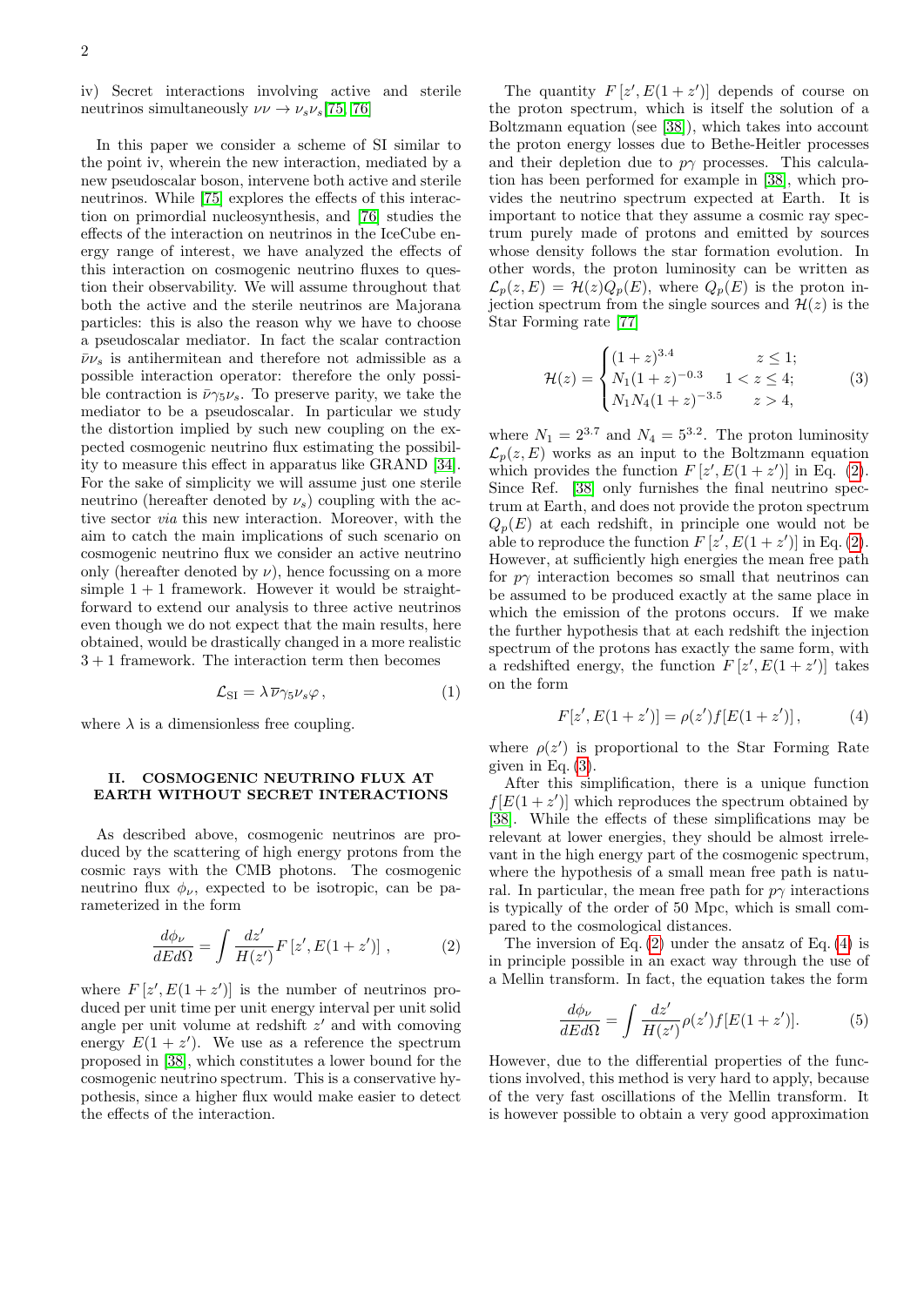iv) Secret interactions involving active and sterile neutrinos simultaneously $\nu\nu \to \nu_s\nu_s$[75, 76]

In this paper we consider a scheme of SI similar to the point iv, wherein the new interaction, mediated by a new pseudoscalar boson, intervene both active and sterile neutrinos. While [75] explores the effects of this interaction on primordial nucleosynthesis, and [76] studies the effects of the interaction on neutrinos in the IceCube energy range of interest, we have analyzed the effects of this interaction on cosmogenic neutrino fluxes to question their observability. We will assume throughout that both the active and the sterile neutrinos are Majorana particles: this is also the reason why we have to choose a pseudoscalar mediator. In fact the scalar contraction $\bar{\nu}\nu_s$ is antihermitean and therefore not admissible as a possible interaction operator: therefore the only possible contraction is $\bar{\nu}\gamma_5\nu_s$. To preserve parity, we take the mediator to be a pseudoscalar. In particular we study the distortion implied by such new coupling on the expected cosmogenic neutrino flux estimating the possibility to measure this effect in apparatus like GRAND [34]. For the sake of simplicity we will assume just one sterile neutrino (hereafter denoted by $\nu_s$) coupling with the active sector *via* this new interaction. Moreover, with the aim to catch the main implications of such scenario on cosmogenic neutrino flux we consider an active neutrino only (hereafter denoted by $\nu$), hence focussing on a more simple $1+1$ framework. However it would be straightforward to extend our analysis to three active neutrinos even though we do not expect that the main results, here obtained, would be drastically changed in a more realistic $3+1$ framework. The interaction term then becomes

$$\mathcal{L}_{\rm SI} = \lambda\,\overline{\nu}\gamma_5\nu_s\varphi\,, \tag{1}$$

where $\lambda$ is a dimensionless free coupling.

## II. COSMOGENIC NEUTRINO FLUX AT EARTH WITHOUT SECRET INTERACTIONS

As described above, cosmogenic neutrinos are produced by the scattering of high energy protons from the cosmic rays with the CMB photons. The cosmogenic neutrino flux $\phi_\nu$, expected to be isotropic, can be parameterized in the form

$$\frac{d\phi_\nu}{dEd\Omega} = \int \frac{dz'}{H(z')} F\left[z', E(1+z')\right]\,, \tag{2}$$

where $F\left[z', E(1+z')\right]$ is the number of neutrinos produced per unit time per unit energy interval per unit solid angle per unit volume at redshift $z'$ and with comoving energy $E(1+z')$. We use as a reference the spectrum proposed in [38], which constitutes a lower bound for the cosmogenic neutrino spectrum. This is a conservative hypothesis, since a higher flux would make easier to detect the effects of the interaction.

The quantity $F\left[z', E(1+z')\right]$ depends of course on the proton spectrum, which is itself the solution of a Boltzmann equation (see [38]), which takes into account the proton energy losses due to Bethe-Heitler processes and their depletion due to $p\gamma$ processes. This calculation has been performed for example in [38], which provides the neutrino spectrum expected at Earth. It is important to notice that they assume a cosmic ray spectrum purely made of protons and emitted by sources whose density follows the star formation evolution. In other words, the proton luminosity can be written as $\mathcal{L}_p(z,E) = \mathcal{H}(z)Q_p(E)$, where $Q_p(E)$ is the proton injection spectrum from the single sources and $\mathcal{H}(z)$ is the Star Forming rate [77]

$$\mathcal{H}(z) = \begin{cases} (1+z)^{3.4} & z \leq 1; \\ N_1(1+z)^{-0.3} & 1 < z \leq 4; \\ N_1N_4(1+z)^{-3.5} & z > 4, \end{cases} \tag{3}$$

where $N_1 = 2^{3.7}$ and $N_4 = 5^{3.2}$. The proton luminosity $\mathcal{L}_p(z,E)$ works as an input to the Boltzmann equation which provides the function $F\left[z', E(1+z')\right]$ in Eq. (2). Since Ref. [38] only furnishes the final neutrino spectrum at Earth, and does not provide the proton spectrum $Q_p(E)$ at each redshift, in principle one would not be able to reproduce the function $F\left[z', E(1+z')\right]$ in Eq. (2). However, at sufficiently high energies the mean free path for $p\gamma$ interaction becomes so small that neutrinos can be assumed to be produced exactly at the same place in which the emission of the protons occurs. If we make the further hypothesis that at each redshift the injection spectrum of the protons has exactly the same form, with a redshifted energy, the function $F\left[z', E(1+z')\right]$ takes on the form

$$F[z', E(1+z')] = \rho(z')f[E(1+z')]\,, \tag{4}$$

where $\rho(z')$ is proportional to the Star Forming Rate given in Eq. (3).

After this simplification, there is a unique function $f[E(1+z')]$ which reproduces the spectrum obtained by [38]. While the effects of these simplifications may be relevant at lower energies, they should be almost irrelevant in the high energy part of the cosmogenic spectrum, where the hypothesis of a small mean free path is natural. In particular, the mean free path for $p\gamma$ interactions is typically of the order of 50 Mpc, which is small compared to the cosmological distances.

The inversion of Eq. (2) under the ansatz of Eq. (4) is in principle possible in an exact way through the use of a Mellin transform. In fact, the equation takes the form

$$\frac{d\phi_\nu}{dEd\Omega} = \int \frac{dz'}{H(z')}\rho(z')f[E(1+z')]. \tag{5}$$

However, due to the differential properties of the functions involved, this method is very hard to apply, because of the very fast oscillations of the Mellin transform. It is however possible to obtain a very good approximation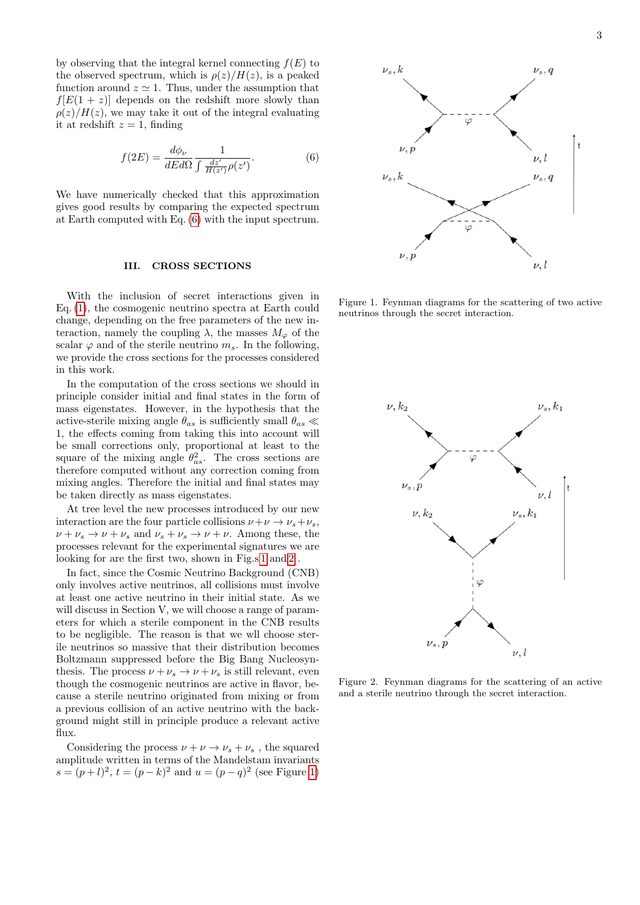by observing that the integral kernel connecting $f(E)$ to the observed spectrum, which is $\rho(z)/H(z)$, is a peaked function around $z \simeq 1$. Thus, under the assumption that $f[E(1+z)]$ depends on the redshift more slowly than $\rho(z)/H(z)$, we may take it out of the integral evaluating it at redshift $z = 1$, finding

$$f(2E) = \frac{d\phi_\nu}{dEd\Omega} \frac{1}{\int \frac{dz'}{H(z')}\rho(z')}. \tag{6}$$

We have numerically checked that this approximation gives good results by comparing the expected spectrum at Earth computed with Eq. (6) with the input spectrum.

## III. CROSS SECTIONS

With the inclusion of secret interactions given in Eq. (1), the cosmogenic neutrino spectra at Earth could change, depending on the free parameters of the new interaction, namely the coupling $\lambda$, the masses $M_\varphi$ of the scalar $\varphi$ and of the sterile neutrino $m_s$. In the following, we provide the cross sections for the processes considered in this work.

In the computation of the cross sections we should in principle consider initial and final states in the form of mass eigenstates. However, in the hypothesis that the active-sterile mixing angle $\theta_{as}$ is sufficiently small $\theta_{as} \ll 1$, the effects coming from taking this into account will be small corrections only, proportional at least to the square of the mixing angle $\theta_{as}^2$. The cross sections are therefore computed without any correction coming from mixing angles. Therefore the initial and final states may be taken directly as mass eigenstates.

At tree level the new processes introduced by our new interaction are the four particle collisions $\nu + \nu \to \nu_s + \nu_s$, $\nu + \nu_s \to \nu + \nu_s$ and $\nu_s + \nu_s \to \nu + \nu$. Among these, the processes relevant for the experimental signatures we are looking for are the first two, shown in Fig.s 1 and 2 .

In fact, since the Cosmic Neutrino Background (CNB) only involves active neutrinos, all collisions must involve at least one active neutrino in their initial state. As we will discuss in Section V, we will choose a range of parameters for which a sterile component in the CNB results to be negligible. The reason is that we wll choose sterile neutrinos so massive that their distribution becomes Boltzmann suppressed before the Big Bang Nucleosynthesis. The process $\nu + \nu_s \to \nu + \nu_s$ is still relevant, even though the cosmogenic neutrinos are active in flavor, because a sterile neutrino originated from mixing or from a previous collision of an active neutrino with the background might still in principle produce a relevant active flux.

Considering the process $\nu + \nu \to \nu_s + \nu_s$ , the squared amplitude written in terms of the Mandelstam invariants $s = (p+l)^2$, $t = (p-k)^2$ and $u = (p-q)^2$ (see Figure 1)

Figure 1. Feynman diagrams for the scattering of two active neutrinos through the secret interaction.

Figure 2. Feynman diagrams for the scattering of an active and a sterile neutrino through the secret interaction.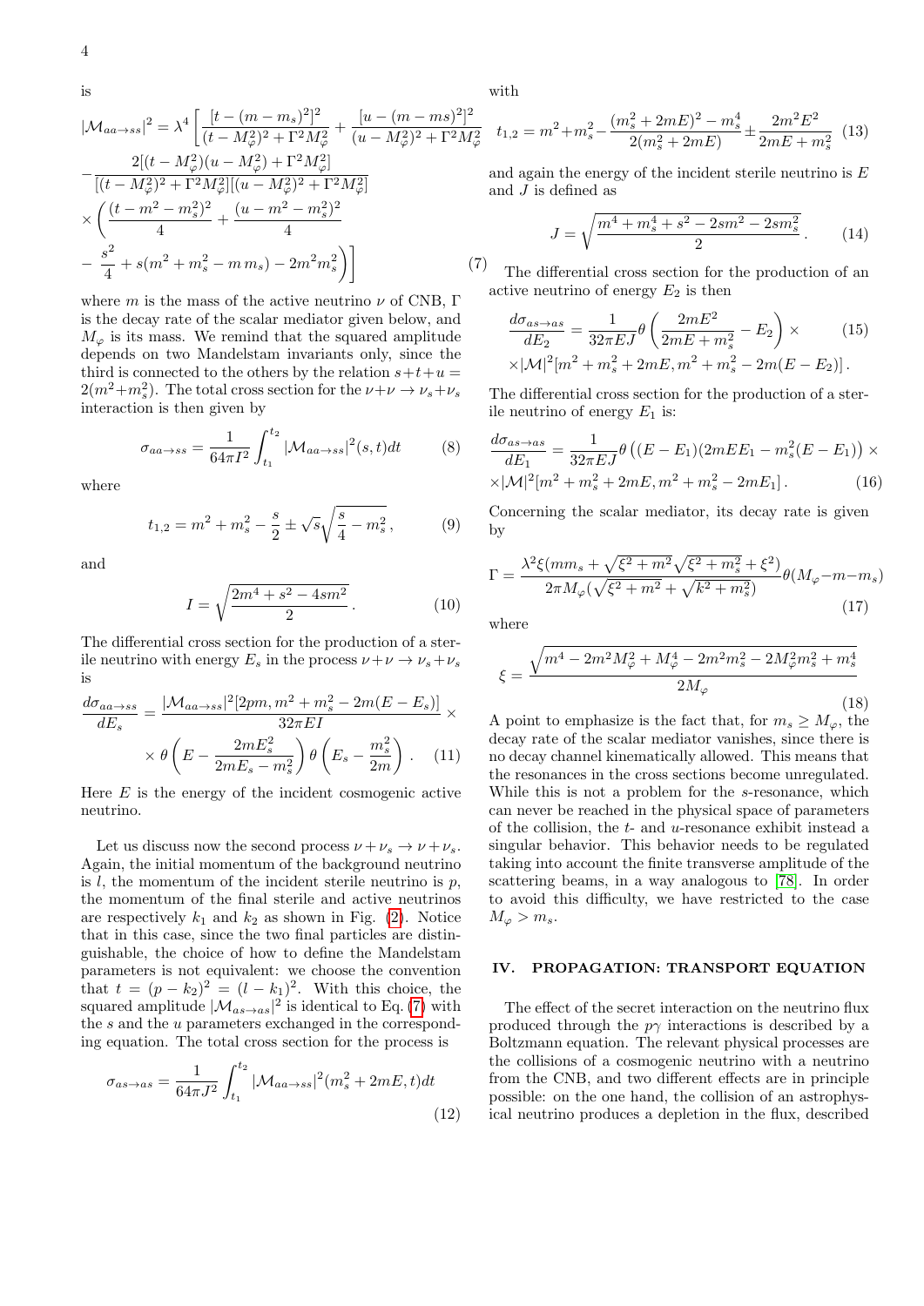is

$$|\mathcal{M}_{aa\to ss}|^2 = \lambda^4 \left[ \frac{[t-(m-m_s)^2]^2}{(t-M_\varphi^2)^2+\Gamma^2 M_\varphi^2} + \frac{[u-(m-ms)^2]^2}{(u-M_\varphi^2)^2+\Gamma^2 M_\varphi^2} \right.$$
$$- \frac{2[(t-M_\varphi^2)(u-M_\varphi^2)+\Gamma^2 M_\varphi^2]}{[(t-M_\varphi^2)^2+\Gamma^2 M_\varphi^2][(u-M_\varphi^2)^2+\Gamma^2 M_\varphi^2]}$$
$$\times \left( \frac{(t-m^2-m_s^2)^2}{4} + \frac{(u-m^2-m_s^2)^2}{4} \right.$$
$$\left. \left. - \frac{s^2}{4} + s(m^2+m_s^2-m\, m_s) - 2m^2 m_s^2 \right) \right] \qquad (7)$$

where $m$ is the mass of the active neutrino $\nu$ of CNB, $\Gamma$ is the decay rate of the scalar mediator given below, and $M_\varphi$ is its mass. We remind that the squared amplitude depends on two Mandelstam invariants only, since the third is connected to the others by the relation $s+t+u = 2(m^2+m_s^2)$. The total cross section for the $\nu+\nu \to \nu_s+\nu_s$ interaction is then given by

$$\sigma_{aa\to ss} = \frac{1}{64\pi I^2}\int_{t_1}^{t_2} |\mathcal{M}_{aa\to ss}|^2(s,t)dt \qquad (8)$$

where

$$t_{1,2} = m^2+m_s^2-\frac{s}{2} \pm \sqrt{s}\sqrt{\frac{s}{4}-m_s^2}\,, \qquad (9)$$

and

$$I = \sqrt{\frac{2m^4+s^2-4sm^2}{2}}\,. \qquad (10)$$

The differential cross section for the production of a sterile neutrino with energy $E_s$ in the process $\nu+\nu \to \nu_s+\nu_s$ is

$$\frac{d\sigma_{aa\to ss}}{dE_s} = \frac{|\mathcal{M}_{aa\to ss}|^2[2pm, m^2+m_s^2-2m(E-E_s)]}{32\pi E I} \times$$
$$\times\, \theta\left(E - \frac{2mE_s^2}{2mE_s - m_s^2}\right)\theta\left(E_s - \frac{m_s^2}{2m}\right). \qquad (11)$$

Here $E$ is the energy of the incident cosmogenic active neutrino.

Let us discuss now the second process $\nu+\nu_s \to \nu+\nu_s$. Again, the initial momentum of the background neutrino is $l$, the momentum of the incident sterile neutrino is $p$, the momentum of the final sterile and active neutrinos are respectively $k_1$ and $k_2$ as shown in Fig. (2). Notice that in this case, since the two final particles are distinguishable, the choice of how to define the Mandelstam parameters is not equivalent: we choose the convention that $t = (p-k_2)^2 = (l-k_1)^2$. With this choice, the squared amplitude $|\mathcal{M}_{as\to as}|^2$ is identical to Eq. (7) with the $s$ and the $u$ parameters exchanged in the corresponding equation. The total cross section for the process is

$$\sigma_{as\to as} = \frac{1}{64\pi J^2}\int_{t_1}^{t_2} |\mathcal{M}_{aa\to ss}|^2(m_s^2+2mE,t)dt \qquad (12)$$

with

$$t_{1,2} = m^2+m_s^2-\frac{(m_s^2+2mE)^2-m_s^4}{2(m_s^2+2mE)} \pm \frac{2m^2E^2}{2mE+m_s^2} \qquad (13)$$

and again the energy of the incident sterile neutrino is $E$ and $J$ is defined as

$$J = \sqrt{\frac{m^4+m_s^4+s^2-2sm^2-2sm_s^2}{2}}\,. \qquad (14)$$

The differential cross section for the production of an active neutrino of energy $E_2$ is then

$$\frac{d\sigma_{as\to as}}{dE_2} = \frac{1}{32\pi E J}\theta\left(\frac{2mE^2}{2mE+m_s^2} - E_2\right) \times \qquad (15)$$
$$\times |\mathcal{M}|^2[m^2+m_s^2+2mE, m^2+m_s^2-2m(E-E_2)]\,.$$

The differential cross section for the production of a sterile neutrino of energy $E_1$ is:

$$\frac{d\sigma_{as\to as}}{dE_1} = \frac{1}{32\pi E J}\theta\left((E-E_1)(2mEE_1 - m_s^2(E-E_1)\right) \times$$
$$\times |\mathcal{M}|^2[m^2+m_s^2+2mE, m^2+m_s^2-2mE_1]\,. \qquad (16)$$

Concerning the scalar mediator, its decay rate is given by

$$\Gamma = \frac{\lambda^2\xi(mm_s+\sqrt{\xi^2+m^2}\sqrt{\xi^2+m_s^2}+\xi^2)}{2\pi M_\varphi(\sqrt{\xi^2+m^2}+\sqrt{k^2+m_s^2})}\theta(M_\varphi - m - m_s) \qquad (17)$$

where

$$\xi = \frac{\sqrt{m^4-2m^2M_\varphi^2+M_\varphi^4-2m^2m_s^2-2M_\varphi^2m_s^2+m_s^4}}{2M_\varphi} \qquad (18)$$

A point to emphasize is the fact that, for $m_s \geq M_\varphi$, the decay rate of the scalar mediator vanishes, since there is no decay channel kinematically allowed. This means that the resonances in the cross sections become unregulated. While this is not a problem for the $s$-resonance, which can never be reached in the physical space of parameters of the collision, the $t$- and $u$-resonance exhibit instead a singular behavior. This behavior needs to be regulated taking into account the finite transverse amplitude of the scattering beams, in a way analogous to [78]. In order to avoid this difficulty, we have restricted to the case $M_\varphi > m_s$.

## IV. PROPAGATION: TRANSPORT EQUATION

The effect of the secret interaction on the neutrino flux produced through the $p\gamma$ interactions is described by a Boltzmann equation. The relevant physical processes are the collisions of a cosmogenic neutrino with a neutrino from the CNB, and two different effects are in principle possible: on the one hand, the collision of an astrophysical neutrino produces a depletion in the flux, described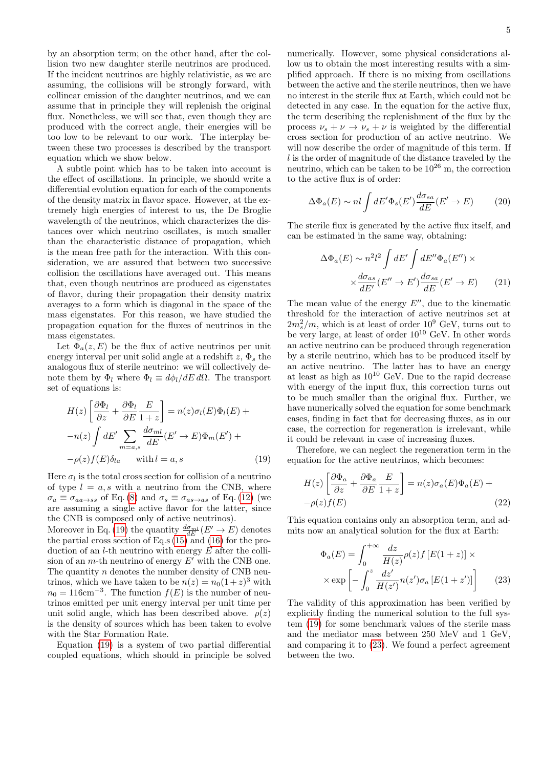by an absorption term; on the other hand, after the collision two new daughter sterile neutrinos are produced. If the incident neutrinos are highly relativistic, as we are assuming, the collisions will be strongly forward, with collinear emission of the daughter neutrinos, and we can assume that in principle they will replenish the original flux. Nonetheless, we will see that, even though they are produced with the correct angle, their energies will be too low to be relevant to our work. The interplay between these two processes is described by the transport equation which we show below.

A subtle point which has to be taken into account is the effect of oscillations. In principle, we should write a differential evolution equation for each of the components of the density matrix in flavor space. However, at the extremely high energies of interest to us, the De Broglie wavelength of the neutrinos, which characterizes the distances over which neutrino oscillates, is much smaller than the characteristic distance of propagation, which is the mean free path for the interaction. With this consideration, we are assured that between two successive collision the oscillations have averaged out. This means that, even though neutrinos are produced as eigenstates of flavor, during their propagation their density matrix averages to a form which is diagonal in the space of the mass eigenstates. For this reason, we have studied the propagation equation for the fluxes of neutrinos in the mass eigenstates.

Let $\Phi_a(z,E)$ be the flux of active neutrinos per unit energy interval per unit solid angle at a redshift $z$, $\Phi_s$ the analogous flux of sterile neutrino: we will collectively denote them by $\Phi_l$ where $\Phi_l \equiv d\phi_l/dE\,d\Omega$. The transport set of equations is:

$$H(z)\left[\frac{\partial \Phi_l}{\partial z}+\frac{\partial \Phi_l}{\partial E}\frac{E}{1+z}\right]=n(z)\sigma_l(E)\Phi_l(E)+ \\ -n(z)\int dE' \sum_{m=a,s}\frac{d\sigma_{ml}}{dE}(E'\to E)\Phi_m(E')+ \\ -\rho(z)f(E)\delta_{la} \qquad \text{with}\, l=a,s \tag{19}$$

Here $\sigma_l$ is the total cross section for collision of a neutrino of type $l=a,s$ with a neutrino from the CNB, where $\sigma_a \equiv \sigma_{aa\to ss}$ of Eq. (8) and $\sigma_s \equiv \sigma_{as\to as}$ of Eq. (12) (we are assuming a single active flavor for the latter, since the CNB is composed only of active neutrinos).
Moreover in Eq. (19) the quantity $\frac{d\sigma_{ml}}{dE}(E'\to E)$ denotes the partial cross section of Eq.s (15) and (16) for the production of an $l$-th neutrino with energy $E$ after the collision of an $m$-th neutrino of energy $E'$ with the CNB one. The quantity $n$ denotes the number density of CNB neutrinos, which we have taken to be $n(z)=n_0(1+z)^3$ with $n_0=116\text{cm}^{-3}$. The function $f(E)$ is the number of neutrinos emitted per unit energy interval per unit time per unit solid angle, which has been described above. $\rho(z)$ is the density of sources which has been taken to evolve with the Star Formation Rate.

Equation (19) is a system of two partial differential coupled equations, which should in principle be solved numerically. However, some physical considerations allow us to obtain the most interesting results with a simplified approach. If there is no mixing from oscillations between the active and the sterile neutrinos, then we have no interest in the sterile flux at Earth, which could not be detected in any case. In the equation for the active flux, the term describing the replenishment of the flux by the process $\nu_s+\nu\to\nu_s+\nu$ is weighted by the differential cross section for production of an active neutrino. We will now describe the order of magnitude of this term. If $l$ is the order of magnitude of the distance traveled by the neutrino, which can be taken to be $10^{26}$ m, the correction to the active flux is of order:

$$\Delta\Phi_a(E)\sim nl\int dE'\Phi_s(E')\frac{d\sigma_{sa}}{dE}(E'\to E) \tag{20}$$

The sterile flux is generated by the active flux itself, and can be estimated in the same way, obtaining:

$$\Delta\Phi_a(E)\sim n^2l^2\int dE'\int dE''\Phi_a(E'')\times \\ \times\frac{d\sigma_{as}}{dE'}(E''\to E')\frac{d\sigma_{sa}}{dE}(E'\to E) \tag{21}$$

The mean value of the energy $E''$, due to the kinematic threshold for the interaction of active neutrinos set at $2m_s^2/m$, which is at least of order $10^9$ GeV, turns out to be very large, at least of order $10^{10}$ GeV. In other words an active neutrino can be produced through regeneration by a sterile neutrino, which has to be produced itself by an active neutrino. The latter has to have an energy at least as high as $10^{10}$ GeV. Due to the rapid decrease with energy of the input flux, this correction turns out to be much smaller than the original flux. Further, we have numerically solved the equation for some benchmark cases, finding in fact that for decreasing fluxes, as in our case, the correction for regeneration is irrelevant, while it could be relevant in case of increasing fluxes.

Therefore, we can neglect the regeneration term in the equation for the active neutrinos, which becomes:

$$H(z)\left[\frac{\partial \Phi_a}{\partial z}+\frac{\partial \Phi_a}{\partial E}\frac{E}{1+z}\right]=n(z)\sigma_a(E)\Phi_a(E)+ \\ -\rho(z)f(E) \tag{22}$$

This equation contains only an absorption term, and admits now an analytical solution for the flux at Earth:

$$\Phi_a(E)=\int_0^{+\infty}\frac{dz}{H(z)}\rho(z)f\left[E(1+z)\right]\times \\ \times\exp\left[-\int_0^z\frac{dz'}{H(z')}n(z')\sigma_a\left[E(1+z')\right]\right] \tag{23}$$

The validity of this approximation has been verified by explicitly finding the numerical solution to the full system (19) for some benchmark values of the sterile mass and the mediator mass between 250 MeV and 1 GeV, and comparing it to (23). We found a perfect agreement between the two.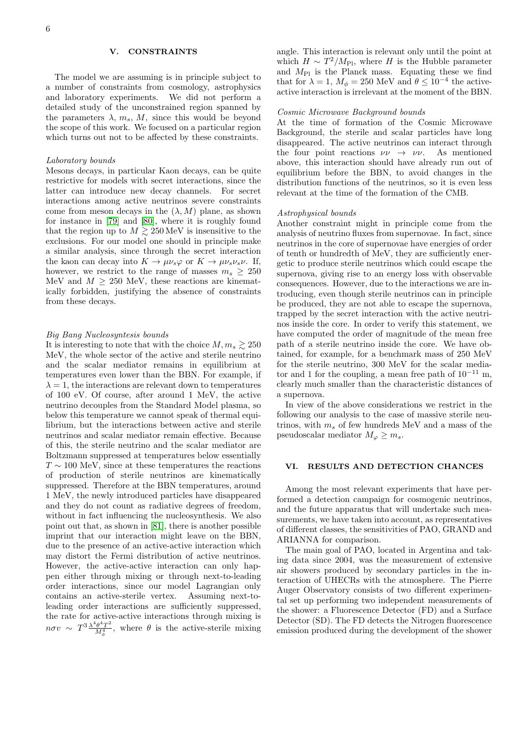## V. CONSTRAINTS

The model we are assuming is in principle subject to a number of constraints from cosmology, astrophysics and laboratory experiments. We did not perform a detailed study of the unconstrained region spanned by the parameters $\lambda$, $m_s$, $M$, since this would be beyond the scope of this work. We focused on a particular region which turns out not to be affected by these constraints.

*Laboratory bounds*

Mesons decays, in particular Kaon decays, can be quite restrictive for models with secret interactions, since the latter can introduce new decay channels. For secret interactions among active neutrinos severe constraints come from meson decays in the $(\lambda, M)$ plane, as shown for instance in [79] and [80], where it is roughly found that the region up to $M \gtrsim 250\,\text{MeV}$ is insensitive to the exclusions. For our model one should in principle make a similar analysis, since through the secret interaction the kaon can decay into $K \to \mu\nu_s\varphi$ or $K \to \mu\nu_s\nu_s\nu$. If, however, we restrict to the range of masses $m_s \geq 250$ MeV and $M \geq 250$ MeV, these reactions are kinematically forbidden, justifying the absence of constraints from these decays.

*Big Bang Nucleosynthesis bounds*

It is interesting to note that with the choice $M, m_s \gtrsim 250$ MeV, the whole sector of the active and sterile neutrino and the scalar mediator remains in equilibrium at temperatures even lower than the BBN. For example, if $\lambda = 1$, the interactions are relevant down to temperatures of 100 eV. Of course, after around 1 MeV, the active neutrino decouples from the Standard Model plasma, so below this temperature we cannot speak of thermal equilibrium, but the interactions between active and sterile neutrinos and scalar mediator remain effective. Because of this, the sterile neutrino and the scalar mediator are Boltzmann suppressed at temperatures below essentially $T \sim 100$ MeV, since at these temperatures the reactions of production of sterile neutrinos are kinematically suppressed. Therefore at the BBN temperatures, around 1 MeV, the newly introduced particles have disappeared and they do not count as radiative degrees of freedom, without in fact influencing the nucleosynthesis. We also point out that, as shown in [81], there is another possible imprint that our interaction might leave on the BBN, due to the presence of an active-active interaction which may distort the Fermi distribution of active neutrinos. However, the active-active interaction can only happen either through mixing or through next-to-leading order interactions, since our model Lagrangian only contains an active-sterile vertex. Assuming next-to-leading order interactions are sufficiently suppressed, the rate for active-active interactions through mixing is $n\sigma v \sim T^3 \frac{\lambda^4\theta^4 T^2}{M_\phi^4}$, where $\theta$ is the active-sterile mixing angle. This interaction is relevant only until the point at which $H \sim T^2/M_{\text{Pl}}$, where $H$ is the Hubble parameter and $M_{\text{Pl}}$ is the Planck mass. Equating these we find that for $\lambda = 1$, $M_\phi = 250$ MeV and $\theta \leq 10^{-4}$ the active-active interaction is irrelevant at the moment of the BBN.

*Cosmic Microwave Background bounds*

At the time of formation of the Cosmic Microwave Background, the sterile and scalar particles have long disappeared. The active neutrinos can interact through the four point reactions $\nu\nu \to \nu\nu$. As mentioned above, this interaction should have already run out of equilibrium before the BBN, to avoid changes in the distribution functions of the neutrinos, so it is even less relevant at the time of the formation of the CMB.

*Astrophysical bounds*

Another constraint might in principle come from the analysis of neutrino fluxes from supernovae. In fact, since neutrinos in the core of supernovae have energies of order of tenth or hundredth of MeV, they are sufficiently energetic to produce sterile neutrinos which could escape the supernova, giving rise to an energy loss with observable consequences. However, due to the interactions we are introducing, even though sterile neutrinos can in principle be produced, they are not able to escape the supernova, trapped by the secret interaction with the active neutrinos inside the core. In order to verify this statement, we have computed the order of magnitude of the mean free path of a sterile neutrino inside the core. We have obtained, for example, for a benchmark mass of 250 MeV for the sterile neutrino, 300 MeV for the scalar mediator and 1 for the coupling, a mean free path of $10^{-11}$ m, clearly much smaller than the characteristic distances of a supernova.

In view of the above considerations we restrict in the following our analysis to the case of massive sterile neutrinos, with $m_s$ of few hundreds MeV and a mass of the pseudoscalar mediator $M_\varphi \geq m_s$.

## VI. RESULTS AND DETECTION CHANCES

Among the most relevant experiments that have performed a detection campaign for cosmogenic neutrinos, and the future apparatus that will undertake such measurements, we have taken into account, as representatives of different classes, the sensitivities of PAO, GRAND and ARIANNA for comparison.

The main goal of PAO, located in Argentina and taking data since 2004, was the measurement of extensive air showers produced by secondary particles in the interaction of UHECRs with the atmosphere. The Pierre Auger Observatory consists of two different experimental set up performing two independent measurements of the shower: a Fluorescence Detector (FD) and a Surface Detector (SD). The FD detects the Nitrogen fluorescence emission produced during the development of the shower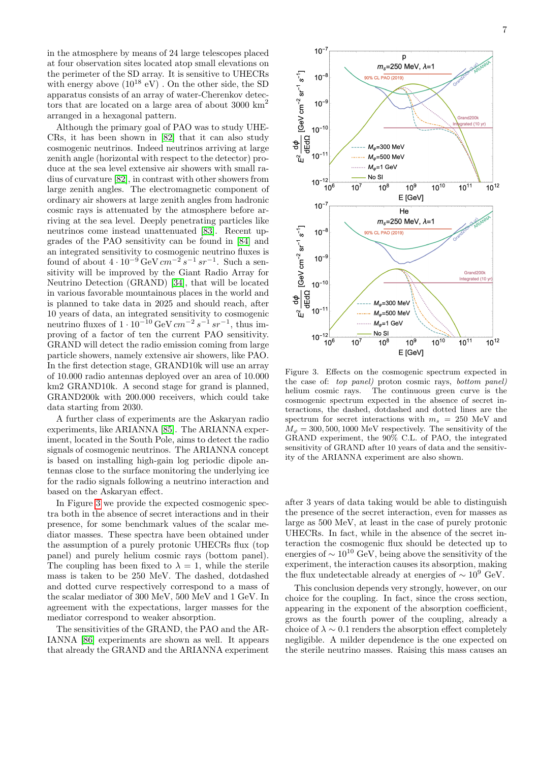in the atmosphere by means of 24 large telescopes placed at four observation sites located atop small elevations on the perimeter of the SD array. It is sensitive to UHECRs with energy above ($10^{18}$ eV) . On the other side, the SD apparatus consists of an array of water-Cherenkov detectors that are located on a large area of about 3000 km$^2$ arranged in a hexagonal pattern.

Although the primary goal of PAO was to study UHECRs, it has been shown in [82] that it can also study cosmogenic neutrinos. Indeed neutrinos arriving at large zenith angle (horizontal with respect to the detector) produce at the sea level extensive air showers with small radius of curvature [82], in contrast with other showers from large zenith angles. The electromagnetic component of ordinary air showers at large zenith angles from hadronic cosmic rays is attenuated by the atmosphere before arriving at the sea level. Deeply penetrating particles like neutrinos come instead unattenuated [83]. Recent upgrades of the PAO sensitivity can be found in [84] and an integrated sensitivity to cosmogenic neutrino fluxes is found of about $4 \cdot 10^{-9}\,\mathrm{GeV}\,cm^{-2}\,s^{-1}\,sr^{-1}$. Such a sensitivity will be improved by the Giant Radio Array for Neutrino Detection (GRAND) [34], that will be located in various favorable mountainous places in the world and is planned to take data in 2025 and should reach, after 10 years of data, an integrated sensitivity to cosmogenic neutrino fluxes of $1 \cdot 10^{-10}\,\mathrm{GeV}\,cm^{-2}\,s^{-1}\,sr^{-1}$, thus improving of a factor of ten the current PAO sensitivity. GRAND will detect the radio emission coming from large particle showers, namely extensive air showers, like PAO. In the first detection stage, GRAND10k will use an array of 10.000 radio antennas deployed over an area of 10.000 km2 GRAND10k. A second stage for grand is planned, GRAND200k with 200.000 receivers, which could take data starting from 2030.

A further class of experiments are the Askaryan radio experiments, like ARIANNA [85]. The ARIANNA experiment, located in the South Pole, aims to detect the radio signals of cosmogenic neutrinos. The ARIANNA concept is based on installing high-gain log periodic dipole antennas close to the surface monitoring the underlying ice for the radio signals following a neutrino interaction and based on the Askaryan effect.

In Figure 3 we provide the expected cosmogenic spectra both in the absence of secret interactions and in their presence, for some benchmark values of the scalar mediator masses. These spectra have been obtained under the assumption of a purely protonic UHECRs flux (top panel) and purely helium cosmic rays (bottom panel). The coupling has been fixed to $\lambda = 1$, while the sterile mass is taken to be 250 MeV. The dashed, dotdashed and dotted curve respectively correspond to a mass of the scalar mediator of 300 MeV, 500 MeV and 1 GeV. In agreement with the expectations, larger masses for the mediator correspond to weaker absorption.

The sensitivities of the GRAND, the PAO and the ARIANNA [86] experiments are shown as well. It appears that already the GRAND and the ARIANNA experiment

Figure 3. Effects on the cosmogenic spectrum expected in the case of: *top panel)* proton cosmic rays, *bottom panel)* helium cosmic rays. The continuous green curve is the cosmogenic spectrum expected in the absence of secret interactions, the dashed, dotdashed and dotted lines are the spectrum for secret interactions with $m_s = 250$ MeV and $M_\varphi = 300, 500, 1000$ MeV respectively. The sensitivity of the GRAND experiment, the 90% C.L. of PAO, the integrated sensitivity of GRAND after 10 years of data and the sensitivity of the ARIANNA experiment are also shown.

after 3 years of data taking would be able to distinguish the presence of the secret interaction, even for masses as large as 500 MeV, at least in the case of purely protonic UHECRs. In fact, while in the absence of the secret interaction the cosmogenic flux should be detected up to energies of $\sim 10^{10}$ GeV, being above the sensitivity of the experiment, the interaction causes its absorption, making the flux undetectable already at energies of $\sim 10^{9}$ GeV.

This conclusion depends very strongly, however, on our choice for the coupling. In fact, since the cross section, appearing in the exponent of the absorption coefficient, grows as the fourth power of the coupling, already a choice of $\lambda \sim 0.1$ renders the absorption effect completely negligible. A milder dependence is the one expected on the sterile neutrino masses. Raising this mass causes an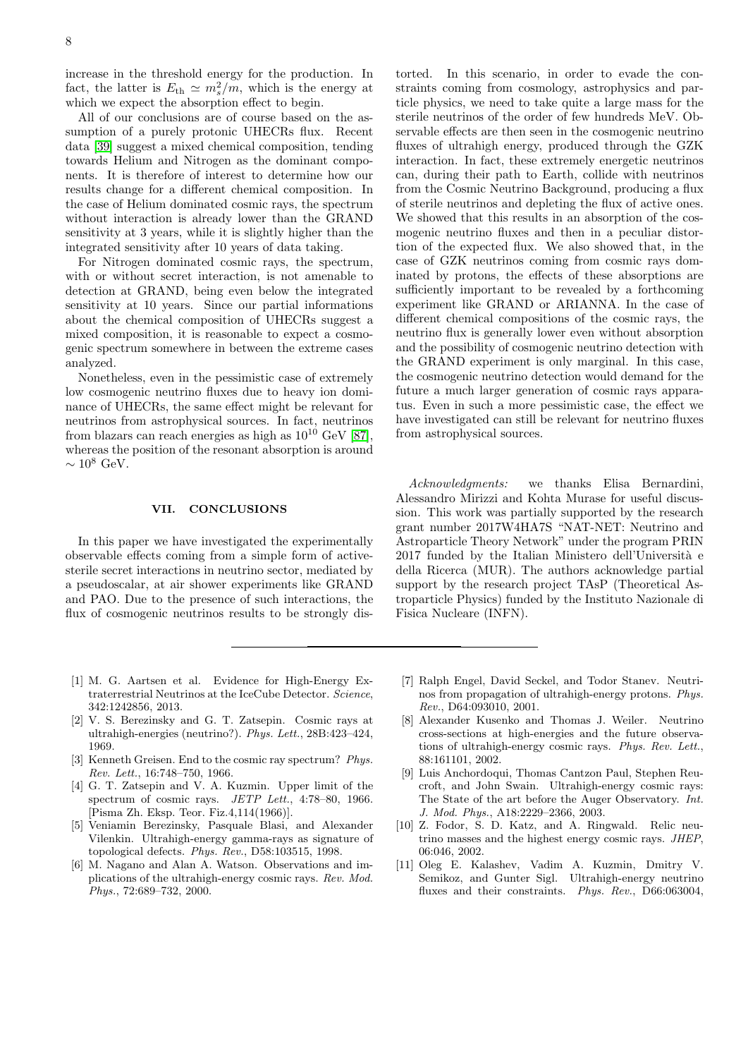increase in the threshold energy for the production. In fact, the latter is $E_{\rm th} \simeq m_s^2/m$, which is the energy at which we expect the absorption effect to begin.

All of our conclusions are of course based on the assumption of a purely protonic UHECRs flux. Recent data [39] suggest a mixed chemical composition, tending towards Helium and Nitrogen as the dominant components. It is therefore of interest to determine how our results change for a different chemical composition. In the case of Helium dominated cosmic rays, the spectrum without interaction is already lower than the GRAND sensitivity at 3 years, while it is slightly higher than the integrated sensitivity after 10 years of data taking.

For Nitrogen dominated cosmic rays, the spectrum, with or without secret interaction, is not amenable to detection at GRAND, being even below the integrated sensitivity at 10 years. Since our partial informations about the chemical composition of UHECRs suggest a mixed composition, it is reasonable to expect a cosmogenic spectrum somewhere in between the extreme cases analyzed.

Nonetheless, even in the pessimistic case of extremely low cosmogenic neutrino fluxes due to heavy ion dominance of UHECRs, the same effect might be relevant for neutrinos from astrophysical sources. In fact, neutrinos from blazars can reach energies as high as $10^{10}$ GeV [87], whereas the position of the resonant absorption is around $\sim 10^8$ GeV.

## VII. CONCLUSIONS

In this paper we have investigated the experimentally observable effects coming from a simple form of active-sterile secret interactions in neutrino sector, mediated by a pseudoscalar, at air shower experiments like GRAND and PAO. Due to the presence of such interactions, the flux of cosmogenic neutrinos results to be strongly distorted. In this scenario, in order to evade the constraints coming from cosmology, astrophysics and particle physics, we need to take quite a large mass for the sterile neutrinos of the order of few hundreds MeV. Observable effects are then seen in the cosmogenic neutrino fluxes of ultrahigh energy, produced through the GZK interaction. In fact, these extremely energetic neutrinos can, during their path to Earth, collide with neutrinos from the Cosmic Neutrino Background, producing a flux of sterile neutrinos and depleting the flux of active ones. We showed that this results in an absorption of the cosmogenic neutrino fluxes and then in a peculiar distortion of the expected flux. We also showed that, in the case of GZK neutrinos coming from cosmic rays dominated by protons, the effects of these absorptions are sufficiently important to be revealed by a forthcoming experiment like GRAND or ARIANNA. In the case of different chemical compositions of the cosmic rays, the neutrino flux is generally lower even without absorption and the possibility of cosmogenic neutrino detection with the GRAND experiment is only marginal. In this case, the cosmogenic neutrino detection would demand for the future a much larger generation of cosmic rays apparatus. Even in such a more pessimistic case, the effect we have investigated can still be relevant for neutrino fluxes from astrophysical sources.

*Acknowledgments:* we thanks Elisa Bernardini, Alessandro Mirizzi and Kohta Murase for useful discussion. This work was partially supported by the research grant number 2017W4HA7S "NAT-NET: Neutrino and Astroparticle Theory Network" under the program PRIN 2017 funded by the Italian Ministero dell'Università e della Ricerca (MUR). The authors acknowledge partial support by the research project TAsP (Theoretical Astroparticle Physics) funded by the Instituto Nazionale di Fisica Nucleare (INFN).

---

[1] M. G. Aartsen et al. Evidence for High-Energy Extraterrestrial Neutrinos at the IceCube Detector. *Science*, 342:1242856, 2013.

[2] V. S. Berezinsky and G. T. Zatsepin. Cosmic rays at ultrahigh-energies (neutrino?). *Phys. Lett.*, 28B:423–424, 1969.

[3] Kenneth Greisen. End to the cosmic ray spectrum? *Phys. Rev. Lett.*, 16:748–750, 1966.

[4] G. T. Zatsepin and V. A. Kuzmin. Upper limit of the spectrum of cosmic rays. *JETP Lett.*, 4:78–80, 1966. [Pisma Zh. Eksp. Teor. Fiz.4,114(1966)].

[5] Veniamin Berezinsky, Pasquale Blasi, and Alexander Vilenkin. Ultrahigh-energy gamma-rays as signature of topological defects. *Phys. Rev.*, D58:103515, 1998.

[6] M. Nagano and Alan A. Watson. Observations and implications of the ultrahigh-energy cosmic rays. *Rev. Mod. Phys.*, 72:689–732, 2000.

[7] Ralph Engel, David Seckel, and Todor Stanev. Neutrinos from propagation of ultrahigh-energy protons. *Phys. Rev.*, D64:093010, 2001.

[8] Alexander Kusenko and Thomas J. Weiler. Neutrino cross-sections at high-energies and the future observations of ultrahigh-energy cosmic rays. *Phys. Rev. Lett.*, 88:161101, 2002.

[9] Luis Anchordoqui, Thomas Cantzon Paul, Stephen Reucroft, and John Swain. Ultrahigh-energy cosmic rays: The State of the art before the Auger Observatory. *Int. J. Mod. Phys.*, A18:2229–2366, 2003.

[10] Z. Fodor, S. D. Katz, and A. Ringwald. Relic neutrino masses and the highest energy cosmic rays. *JHEP*, 06:046, 2002.

[11] Oleg E. Kalashev, Vadim A. Kuzmin, Dmitry V. Semikoz, and Gunter Sigl. Ultrahigh-energy neutrino fluxes and their constraints. *Phys. Rev.*, D66:063004,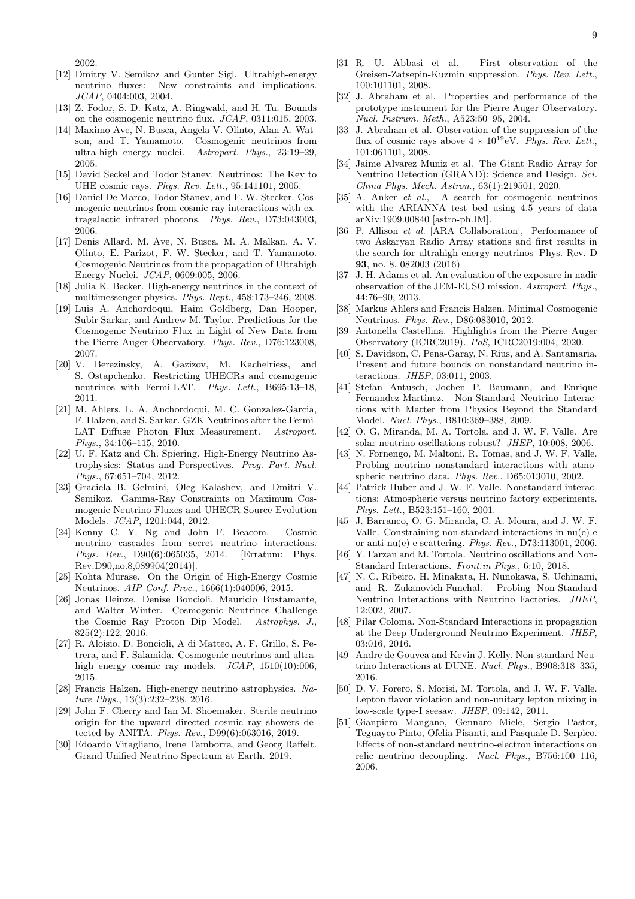2002.

[12] Dmitry V. Semikoz and Gunter Sigl. Ultrahigh-energy neutrino fluxes: New constraints and implications. *JCAP*, 0404:003, 2004.

[13] Z. Fodor, S. D. Katz, A. Ringwald, and H. Tu. Bounds on the cosmogenic neutrino flux. *JCAP*, 0311:015, 2003.

[14] Maximo Ave, N. Busca, Angela V. Olinto, Alan A. Watson, and T. Yamamoto. Cosmogenic neutrinos from ultra-high energy nuclei. *Astropart. Phys.*, 23:19–29, 2005.

[15] David Seckel and Todor Stanev. Neutrinos: The Key to UHE cosmic rays. *Phys. Rev. Lett.*, 95:141101, 2005.

[16] Daniel De Marco, Todor Stanev, and F. W. Stecker. Cosmogenic neutrinos from cosmic ray interactions with extragalactic infrared photons. *Phys. Rev.*, D73:043003, 2006.

[17] Denis Allard, M. Ave, N. Busca, M. A. Malkan, A. V. Olinto, E. Parizot, F. W. Stecker, and T. Yamamoto. Cosmogenic Neutrinos from the propagation of Ultrahigh Energy Nuclei. *JCAP*, 0609:005, 2006.

[18] Julia K. Becker. High-energy neutrinos in the context of multimessenger physics. *Phys. Rept.*, 458:173–246, 2008.

[19] Luis A. Anchordoqui, Haim Goldberg, Dan Hooper, Subir Sarkar, and Andrew M. Taylor. Predictions for the Cosmogenic Neutrino Flux in Light of New Data from the Pierre Auger Observatory. *Phys. Rev.*, D76:123008, 2007.

[20] V. Berezinsky, A. Gazizov, M. Kachelriess, and S. Ostapchenko. Restricting UHECRs and cosmogenic neutrinos with Fermi-LAT. *Phys. Lett.*, B695:13–18, 2011.

[21] M. Ahlers, L. A. Anchordoqui, M. C. Gonzalez-Garcia, F. Halzen, and S. Sarkar. GZK Neutrinos after the Fermi-LAT Diffuse Photon Flux Measurement. *Astropart. Phys.*, 34:106–115, 2010.

[22] U. F. Katz and Ch. Spiering. High-Energy Neutrino Astrophysics: Status and Perspectives. *Prog. Part. Nucl. Phys.*, 67:651–704, 2012.

[23] Graciela B. Gelmini, Oleg Kalashev, and Dmitri V. Semikoz. Gamma-Ray Constraints on Maximum Cosmogenic Neutrino Fluxes and UHECR Source Evolution Models. *JCAP*, 1201:044, 2012.

[24] Kenny C. Y. Ng and John F. Beacom. Cosmic neutrino cascades from secret neutrino interactions. *Phys. Rev.*, D90(6):065035, 2014. [Erratum: Phys. Rev.D90,no.8,089904(2014)].

[25] Kohta Murase. On the Origin of High-Energy Cosmic Neutrinos. *AIP Conf. Proc.*, 1666(1):040006, 2015.

[26] Jonas Heinze, Denise Boncioli, Mauricio Bustamante, and Walter Winter. Cosmogenic Neutrinos Challenge the Cosmic Ray Proton Dip Model. *Astrophys. J.*, 825(2):122, 2016.

[27] R. Aloisio, D. Boncioli, A di Matteo, A. F. Grillo, S. Petrera, and F. Salamida. Cosmogenic neutrinos and ultra-high energy cosmic ray models. *JCAP*, 1510(10):006, 2015.

[28] Francis Halzen. High-energy neutrino astrophysics. *Nature Phys.*, 13(3):232–238, 2016.

[29] John F. Cherry and Ian M. Shoemaker. Sterile neutrino origin for the upward directed cosmic ray showers detected by ANITA. *Phys. Rev.*, D99(6):063016, 2019.

[30] Edoardo Vitagliano, Irene Tamborra, and Georg Raffelt. Grand Unified Neutrino Spectrum at Earth. 2019.

[31] R. U. Abbasi et al. First observation of the Greisen-Zatsepin-Kuzmin suppression. *Phys. Rev. Lett.*, 100:101101, 2008.

[32] J. Abraham et al. Properties and performance of the prototype instrument for the Pierre Auger Observatory. *Nucl. Instrum. Meth.*, A523:50–95, 2004.

[33] J. Abraham et al. Observation of the suppression of the flux of cosmic rays above $4 \times 10^{19}$eV. *Phys. Rev. Lett.*, 101:061101, 2008.

[34] Jaime Alvarez Muniz et al. The Giant Radio Array for Neutrino Detection (GRAND): Science and Design. *Sci. China Phys. Mech. Astron.*, 63(1):219501, 2020.

[35] A. Anker *et al.*, A search for cosmogenic neutrinos with the ARIANNA test bed using 4.5 years of data arXiv:1909.00840 [astro-ph.IM].

[36] P. Allison *et al.* [ARA Collaboration], Performance of two Askaryan Radio Array stations and first results in the search for ultrahigh energy neutrinos Phys. Rev. D **93**, no. 8, 082003 (2016)

[37] J. H. Adams et al. An evaluation of the exposure in nadir observation of the JEM-EUSO mission. *Astropart. Phys.*, 44:76–90, 2013.

[38] Markus Ahlers and Francis Halzen. Minimal Cosmogenic Neutrinos. *Phys. Rev.*, D86:083010, 2012.

[39] Antonella Castellina. Highlights from the Pierre Auger Observatory (ICRC2019). *PoS*, ICRC2019:004, 2020.

[40] S. Davidson, C. Pena-Garay, N. Rius, and A. Santamaria. Present and future bounds on nonstandard neutrino interactions. *JHEP*, 03:011, 2003.

[41] Stefan Antusch, Jochen P. Baumann, and Enrique Fernandez-Martinez. Non-Standard Neutrino Interactions with Matter from Physics Beyond the Standard Model. *Nucl. Phys.*, B810:369–388, 2009.

[42] O. G. Miranda, M. A. Tortola, and J. W. F. Valle. Are solar neutrino oscillations robust? *JHEP*, 10:008, 2006.

[43] N. Fornengo, M. Maltoni, R. Tomas, and J. W. F. Valle. Probing neutrino nonstandard interactions with atmospheric neutrino data. *Phys. Rev.*, D65:013010, 2002.

[44] Patrick Huber and J. W. F. Valle. Nonstandard interactions: Atmospheric versus neutrino factory experiments. *Phys. Lett.*, B523:151–160, 2001.

[45] J. Barranco, O. G. Miranda, C. A. Moura, and J. W. F. Valle. Constraining non-standard interactions in nu(e) e or anti-nu(e) e scattering. *Phys. Rev.*, D73:113001, 2006.

[46] Y. Farzan and M. Tortola. Neutrino oscillations and Non-Standard Interactions. *Front.in Phys.*, 6:10, 2018.

[47] N. C. Ribeiro, H. Minakata, H. Nunokawa, S. Uchinami, and R. Zukanovich-Funchal. Probing Non-Standard Neutrino Interactions with Neutrino Factories. *JHEP*, 12:002, 2007.

[48] Pilar Coloma. Non-Standard Interactions in propagation at the Deep Underground Neutrino Experiment. *JHEP*, 03:016, 2016.

[49] Andre de Gouvea and Kevin J. Kelly. Non-standard Neutrino Interactions at DUNE. *Nucl. Phys.*, B908:318–335, 2016.

[50] D. V. Forero, S. Morisi, M. Tortola, and J. W. F. Valle. Lepton flavor violation and non-unitary lepton mixing in low-scale type-I seesaw. *JHEP*, 09:142, 2011.

[51] Gianpiero Mangano, Gennaro Miele, Sergio Pastor, Teguayco Pinto, Ofelia Pisanti, and Pasquale D. Serpico. Effects of non-standard neutrino-electron interactions on relic neutrino decoupling. *Nucl. Phys.*, B756:100–116, 2006.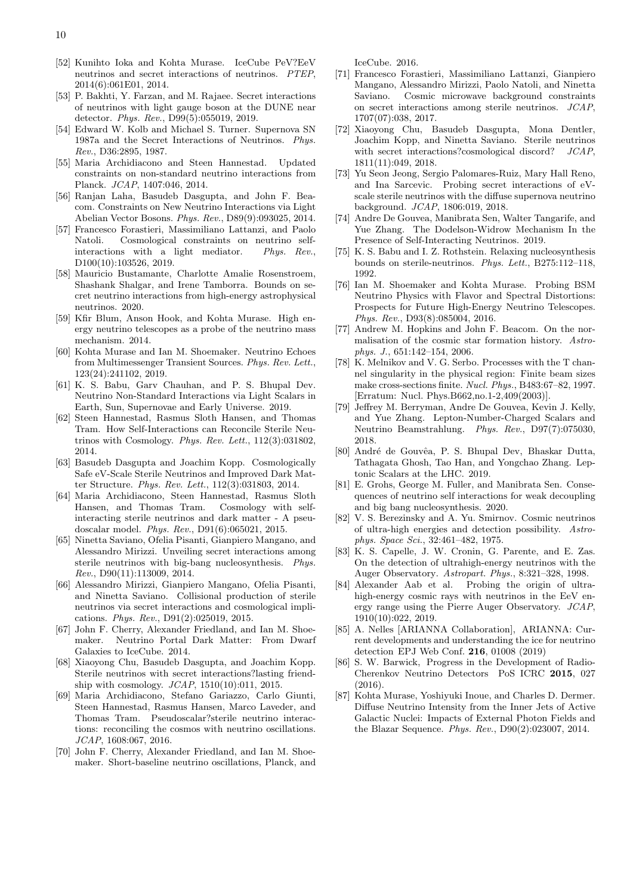[52] Kunihto Ioka and Kohta Murase. IceCube PeV?EeV neutrinos and secret interactions of neutrinos. *PTEP*, 2014(6):061E01, 2014.

[53] P. Bakhti, Y. Farzan, and M. Rajaee. Secret interactions of neutrinos with light gauge boson at the DUNE near detector. *Phys. Rev.*, D99(5):055019, 2019.

[54] Edward W. Kolb and Michael S. Turner. Supernova SN 1987a and the Secret Interactions of Neutrinos. *Phys. Rev.*, D36:2895, 1987.

[55] Maria Archidiacono and Steen Hannestad. Updated constraints on non-standard neutrino interactions from Planck. *JCAP*, 1407:046, 2014.

[56] Ranjan Laha, Basudeb Dasgupta, and John F. Beacom. Constraints on New Neutrino Interactions via Light Abelian Vector Bosons. *Phys. Rev.*, D89(9):093025, 2014.

[57] Francesco Forastieri, Massimiliano Lattanzi, and Paolo Natoli. Cosmological constraints on neutrino self-interactions with a light mediator. *Phys. Rev.*, D100(10):103526, 2019.

[58] Mauricio Bustamante, Charlotte Amalie Rosenstroem, Shashank Shalgar, and Irene Tamborra. Bounds on secret neutrino interactions from high-energy astrophysical neutrinos. 2020.

[59] Kfir Blum, Anson Hook, and Kohta Murase. High energy neutrino telescopes as a probe of the neutrino mass mechanism. 2014.

[60] Kohta Murase and Ian M. Shoemaker. Neutrino Echoes from Multimessenger Transient Sources. *Phys. Rev. Lett.*, 123(24):241102, 2019.

[61] K. S. Babu, Garv Chauhan, and P. S. Bhupal Dev. Neutrino Non-Standard Interactions via Light Scalars in Earth, Sun, Supernovae and Early Universe. 2019.

[62] Steen Hannestad, Rasmus Sloth Hansen, and Thomas Tram. How Self-Interactions can Reconcile Sterile Neutrinos with Cosmology. *Phys. Rev. Lett.*, 112(3):031802, 2014.

[63] Basudeb Dasgupta and Joachim Kopp. Cosmologically Safe eV-Scale Sterile Neutrinos and Improved Dark Matter Structure. *Phys. Rev. Lett.*, 112(3):031803, 2014.

[64] Maria Archidiacono, Steen Hannestad, Rasmus Sloth Hansen, and Thomas Tram. Cosmology with self-interacting sterile neutrinos and dark matter - A pseudoscalar model. *Phys. Rev.*, D91(6):065021, 2015.

[65] Ninetta Saviano, Ofelia Pisanti, Gianpiero Mangano, and Alessandro Mirizzi. Unveiling secret interactions among sterile neutrinos with big-bang nucleosynthesis. *Phys. Rev.*, D90(11):113009, 2014.

[66] Alessandro Mirizzi, Gianpiero Mangano, Ofelia Pisanti, and Ninetta Saviano. Collisional production of sterile neutrinos via secret interactions and cosmological implications. *Phys. Rev.*, D91(2):025019, 2015.

[67] John F. Cherry, Alexander Friedland, and Ian M. Shoemaker. Neutrino Portal Dark Matter: From Dwarf Galaxies to IceCube. 2014.

[68] Xiaoyong Chu, Basudeb Dasgupta, and Joachim Kopp. Sterile neutrinos with secret interactions?lasting friendship with cosmology. *JCAP*, 1510(10):011, 2015.

[69] Maria Archidiacono, Stefano Gariazzo, Carlo Giunti, Steen Hannestad, Rasmus Hansen, Marco Laveder, and Thomas Tram. Pseudoscalar?sterile neutrino interactions: reconciling the cosmos with neutrino oscillations. *JCAP*, 1608:067, 2016.

[70] John F. Cherry, Alexander Friedland, and Ian M. Shoemaker. Short-baseline neutrino oscillations, Planck, and IceCube. 2016.

[71] Francesco Forastieri, Massimiliano Lattanzi, Gianpiero Mangano, Alessandro Mirizzi, Paolo Natoli, and Ninetta Saviano. Cosmic microwave background constraints on secret interactions among sterile neutrinos. *JCAP*, 1707(07):038, 2017.

[72] Xiaoyong Chu, Basudeb Dasgupta, Mona Dentler, Joachim Kopp, and Ninetta Saviano. Sterile neutrinos with secret interactions?cosmological discord? *JCAP*, 1811(11):049, 2018.

[73] Yu Seon Jeong, Sergio Palomares-Ruiz, Mary Hall Reno, and Ina Sarcevic. Probing secret interactions of eV-scale sterile neutrinos with the diffuse supernova neutrino background. *JCAP*, 1806:019, 2018.

[74] Andre De Gouvea, Manibrata Sen, Walter Tangarife, and Yue Zhang. The Dodelson-Widrow Mechanism In the Presence of Self-Interacting Neutrinos. 2019.

[75] K. S. Babu and I. Z. Rothstein. Relaxing nucleosynthesis bounds on sterile-neutrinos. *Phys. Lett.*, B275:112–118, 1992.

[76] Ian M. Shoemaker and Kohta Murase. Probing BSM Neutrino Physics with Flavor and Spectral Distortions: Prospects for Future High-Energy Neutrino Telescopes. *Phys. Rev.*, D93(8):085004, 2016.

[77] Andrew M. Hopkins and John F. Beacom. On the normalisation of the cosmic star formation history. *Astrophys. J.*, 651:142–154, 2006.

[78] K. Melnikov and V. G. Serbo. Processes with the T channel singularity in the physical region: Finite beam sizes make cross-sections finite. *Nucl. Phys.*, B483:67–82, 1997. [Erratum: Nucl. Phys.B662,no.1-2,409(2003)].

[79] Jeffrey M. Berryman, Andre De Gouvea, Kevin J. Kelly, and Yue Zhang. Lepton-Number-Charged Scalars and Neutrino Beamstrahlung. *Phys. Rev.*, D97(7):075030, 2018.

[80] André de Gouvêa, P. S. Bhupal Dev, Bhaskar Dutta, Tathagata Ghosh, Tao Han, and Yongchao Zhang. Leptonic Scalars at the LHC. 2019.

[81] E. Grohs, George M. Fuller, and Manibrata Sen. Consequences of neutrino self interactions for weak decoupling and big bang nucleosynthesis. 2020.

[82] V. S. Berezinsky and A. Yu. Smirnov. Cosmic neutrinos of ultra-high energies and detection possibility. *Astrophys. Space Sci.*, 32:461–482, 1975.

[83] K. S. Capelle, J. W. Cronin, G. Parente, and E. Zas. On the detection of ultrahigh-energy neutrinos with the Auger Observatory. *Astropart. Phys.*, 8:321–328, 1998.

[84] Alexander Aab et al. Probing the origin of ultra-high-energy cosmic rays with neutrinos in the EeV energy range using the Pierre Auger Observatory. *JCAP*, 1910(10):022, 2019.

[85] A. Nelles [ARIANNA Collaboration], ARIANNA: Current developments and understanding the ice for neutrino detection EPJ Web Conf. **216**, 01008 (2019)

[86] S. W. Barwick, Progress in the Development of Radio-Cherenkov Neutrino Detectors PoS ICRC **2015**, 027 (2016).

[87] Kohta Murase, Yoshiyuki Inoue, and Charles D. Dermer. Diffuse Neutrino Intensity from the Inner Jets of Active Galactic Nuclei: Impacts of External Photon Fields and the Blazar Sequence. *Phys. Rev.*, D90(2):023007, 2014.